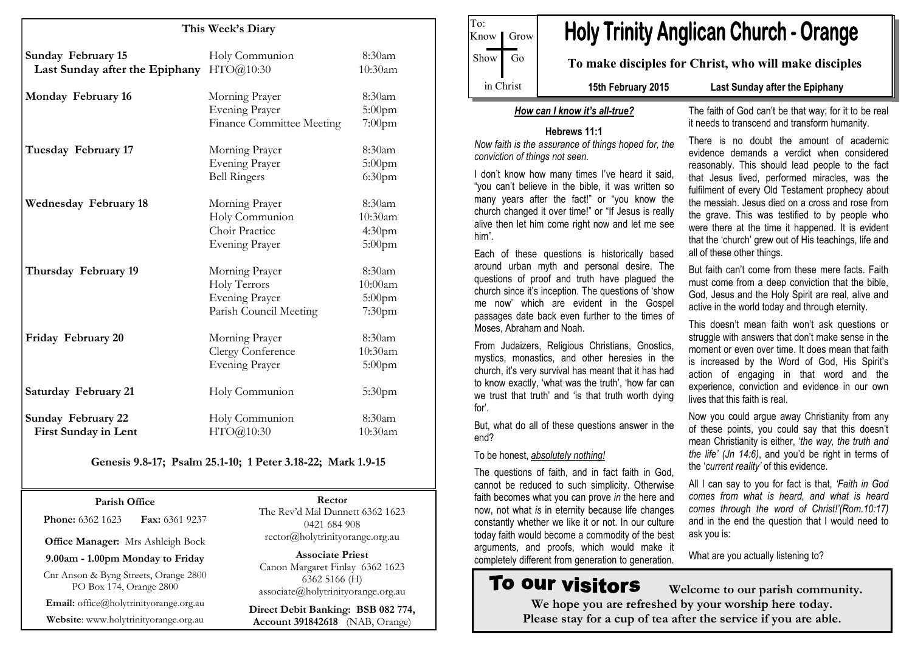## This Week's Diary

| Day | Service/Event | Time |
|---|---|---|
| **Sunday February 15** | Holy Communion | 8:30am |
| **Last Sunday after the Epiphany** | HTO@10:30 | 10:30am |
| **Monday February 16** | Morning Prayer | 8:30am |
| | Evening Prayer | 5:00pm |
| | Finance Committee Meeting | 7:00pm |
| **Tuesday February 17** | Morning Prayer | 8:30am |
| | Evening Prayer | 5:00pm |
| | Bell Ringers | 6:30pm |
| **Wednesday February 18** | Morning Prayer | 8:30am |
| | Holy Communion | 10:30am |
| | Choir Practice | 4:30pm |
| | Evening Prayer | 5:00pm |
| **Thursday February 19** | Morning Prayer | 8:30am |
| | Holy Terrors | 10:00am |
| | Evening Prayer | 5:00pm |
| | Parish Council Meeting | 7:30pm |
| **Friday February 20** | Morning Prayer | 8:30am |
| | Clergy Conference | 10:30am |
| | Evening Prayer | 5:00pm |
| **Saturday February 21** | Holy Communion | 5:30pm |
| **Sunday February 22** | Holy Communion | 8:30am |
| **First Sunday in Lent** | HTO@10:30 | 10:30am |

**Genesis 9.8-17; Psalm 25.1-10; 1 Peter 3.18-22; Mark 1.9-15**

**Parish Office**

**Phone:** 6362 1623 **Fax:** 6361 9237

**Office Manager:** Mrs Ashleigh Bock

**9.00am - 1.00pm Monday to Friday**

Cnr Anson & Byng Streets, Orange 2800
PO Box 174, Orange 2800

**Email:** office@holytrinityorange.org.au

**Website**: www.holytrinityorange.org.au

**Rector**

The Rev'd Mal Dunnett 6362 1623
0421 684 908
rector@holytrinityorange.org.au

**Associate Priest**

Canon Margaret Finlay 6362 1623
6362 5166 (H)
associate@holytrinityorange.org.au

**Direct Debit Banking: BSB 082 774, Account 391842618** (NAB, Orange)

To: Know | Grow | Show | Go in Christ

# Holy Trinity Anglican Church - Orange

**To make disciples for Christ, who will make disciples**

**15th February 2015** **Last Sunday after the Epiphany**

### *How can I know it's all-true?*

**Hebrews 11:1**

*Now faith is the assurance of things hoped for, the conviction of things not seen.*

I don't know how many times I've heard it said, "you can't believe in the bible, it was written so many years after the fact!" or "you know the church changed it over time!" or "If Jesus is really alive then let him come right now and let me see him".

Each of these questions is historically based around urban myth and personal desire. The questions of proof and truth have plagued the church since it's inception. The questions of 'show me now' which are evident in the Gospel passages date back even further to the times of Moses, Abraham and Noah.

From Judaizers, Religious Christians, Gnostics, mystics, monastics, and other heresies in the church, it's very survival has meant that it has had to know exactly, 'what was the truth', 'how far can we trust that truth' and 'is that truth worth dying for'.

But, what do all of these questions answer in the end?

To be honest, *absolutely nothing!*

The questions of faith, and in fact faith in God, cannot be reduced to such simplicity. Otherwise faith becomes what you can prove *in* the here and now, not what *is* in eternity because life changes constantly whether we like it or not. In our culture today faith would become a commodity of the best arguments, and proofs, which would make it completely different from generation to generation. The faith of God can't be that way; for it to be real it needs to transcend and transform humanity.

There is no doubt the amount of academic evidence demands a verdict when considered reasonably. This should lead people to the fact that Jesus lived, performed miracles, was the fulfilment of every Old Testament prophecy about the messiah. Jesus died on a cross and rose from the grave. This was testified to by people who were there at the time it happened. It is evident that the 'church' grew out of His teachings, life and all of these other things.

But faith can't come from these mere facts. Faith must come from a deep conviction that the bible, God, Jesus and the Holy Spirit are real, alive and active in the world today and through eternity.

This doesn't mean faith won't ask questions or struggle with answers that don't make sense in the moment or even over time. It does mean that faith is increased by the Word of God, His Spirit's action of engaging in that word and the experience, conviction and evidence in our own lives that this faith is real.

Now you could argue away Christianity from any of these points, you could say that this doesn't mean Christianity is either, '*the way, the truth and the life' (Jn 14:6)*, and you'd be right in terms of the '*current reality'* of this evidence.

All I can say to you for fact is that, *'Faith in God comes from what is heard, and what is heard comes through the word of Christ!'(Rom.10:17)* and in the end the question that I would need to ask you is:

What are you actually listening to?

## To our visitors

**Welcome to our parish community.**
**We hope you are refreshed by your worship here today.**
**Please stay for a cup of tea after the service if you are able.**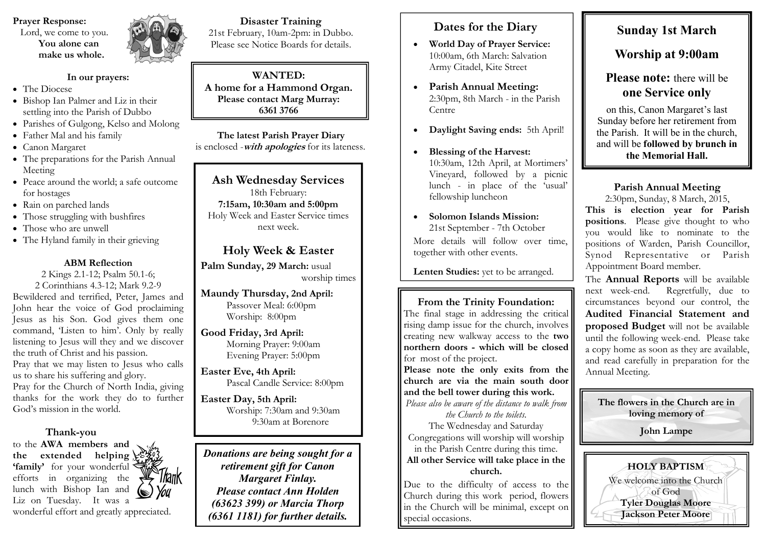**Prayer Response:**

Lord, we come to you.
**You alone can make us whole.**

**In our prayers:**

- The Diocese
- Bishop Ian Palmer and Liz in their settling into the Parish of Dubbo
- Parishes of Gulgong, Kelso and Molong
- Father Mal and his family
- Canon Margaret
- The preparations for the Parish Annual Meeting
- Peace around the world; a safe outcome for hostages
- Rain on parched lands
- Those struggling with bushfires
- Those who are unwell
- The Hyland family in their grieving

**ABM Reflection**

2 Kings 2.1-12; Psalm 50.1-6;
2 Corinthians 4.3-12; Mark 9.2-9

Bewildered and terrified, Peter, James and John hear the voice of God proclaiming Jesus as his Son. God gives them one command, 'Listen to him'. Only by really listening to Jesus will they and we discover the truth of Christ and his passion.

Pray that we may listen to Jesus who calls us to share his suffering and glory.

Pray for the Church of North India, giving thanks for the work they do to further God's mission in the world.

**Thank-you**

to the **AWA members and the extended helping 'family'** for your wonderful efforts in organizing the lunch with Bishop Ian and Liz on Tuesday. It was a wonderful effort and greatly appreciated.

**Disaster Training**

21st February, 10am-2pm: in Dubbo.
Please see Notice Boards for details.

**WANTED:**
**A home for a Hammond Organ.**
**Please contact Marg Murray: 6361 3766**

**The latest Parish Prayer Diary** is enclosed -***with apologies*** for its lateness.

## Ash Wednesday Services

18th February:
**7:15am, 10:30am and 5:00pm**
Holy Week and Easter Service times next week.

## Holy Week & Easter

**Palm Sunday, 29 March:** usual worship times

**Maundy Thursday, 2nd April:**
Passover Meal: 6:00pm
Worship: 8:00pm

**Good Friday, 3rd April:**
Morning Prayer: 9:00am
Evening Prayer: 5:00pm

**Easter Eve, 4th April:**
Pascal Candle Service: 8:00pm

**Easter Day, 5th April:**
Worship: 7:30am and 9:30am
9:30am at Borenore

***Donations are being sought for a retirement gift for Canon Margaret Finlay. Please contact Ann Holden (63623 399) or Marcia Thorp (6361 1181) for further details.***

## Dates for the Diary

- **World Day of Prayer Service:** 10:00am, 6th March: Salvation Army Citadel, Kite Street
- **Parish Annual Meeting:** 2:30pm, 8th March - in the Parish Centre
- **Daylight Saving ends:** 5th April!
- **Blessing of the Harvest:** 10:30am, 12th April, at Mortimers' Vineyard, followed by a picnic lunch - in place of the 'usual' fellowship luncheon
- **Solomon Islands Mission:** 21st September - 7th October

More details will follow over time, together with other events.

**Lenten Studies:** yet to be arranged.

**From the Trinity Foundation:**

The final stage in addressing the critical rising damp issue for the church, involves creating new walkway access to the **two northern doors - which will be closed** for most of the project.

**Please note the only exits from the church are via the main south door and the bell tower during this work.**

*Please also be aware of the distance to walk from the Church to the toilets.*

The Wednesday and Saturday Congregations will worship will worship in the Parish Centre during this time.

**All other Service will take place in the church.**

Due to the difficulty of access to the Church during this work period, flowers in the Church will be minimal, except on special occasions.

## Sunday 1st March

## Worship at 9:00am

**Please note:** there will be **one Service only** on this, Canon Margaret's last Sunday before her retirement from the Parish. It will be in the church, and will be **followed by brunch in the Memorial Hall.**

**Parish Annual Meeting**

2:30pm, Sunday, 8 March, 2015,

**This is election year for Parish positions**. Please give thought to who you would like to nominate to the positions of Warden, Parish Councillor, Synod Representative or Parish Appointment Board member.

The **Annual Reports** will be available next week-end. Regretfully, due to circumstances beyond our control, the **Audited Financial Statement and proposed Budget** will not be available until the following week-end. Please take a copy home as soon as they are available, and read carefully in preparation for the Annual Meeting.

**The flowers in the Church are in loving memory of**

**John Lampe**

**HOLY BAPTISM**

We welcome into the Church of God
**Tyler Douglas Moore**
**Jackson Peter Moore**